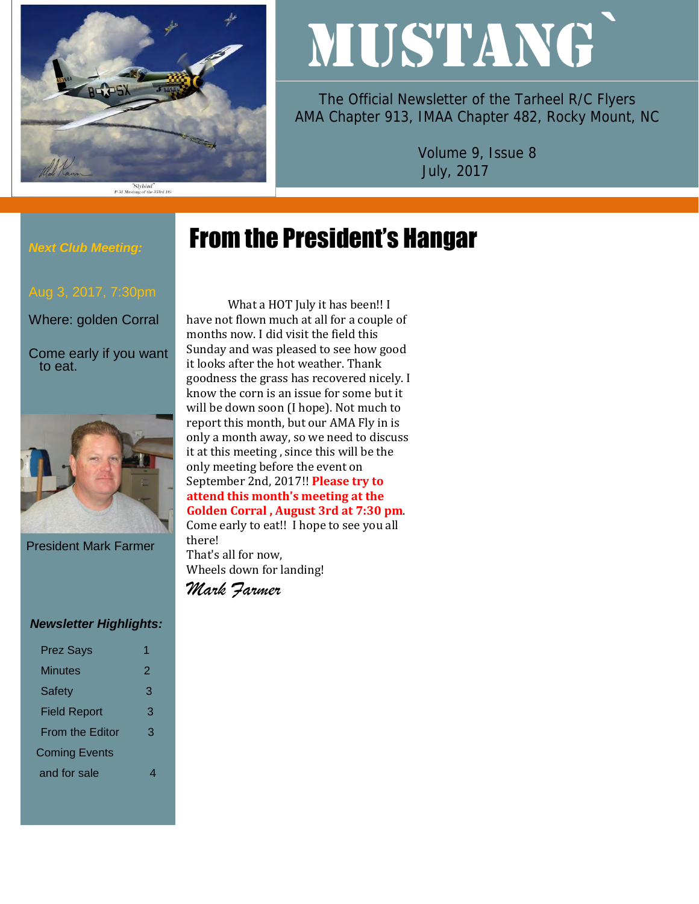# MUSTANG`

The Official Newsletter of the Tarheel R/C Flyers
AMA Chapter 913, IMAA Chapter 482, Rocky Mount, NC

Volume 9, Issue 8
July, 2017

***Next Club Meeting:***

Aug 3, 2017, 7:30pm

Where: golden Corral

Come early if you want to eat.

President Mark Farmer

***Newsletter Highlights:***

| | |
|---|---|
| Prez Says | 1 |
| Minutes | 2 |
| Safety | 3 |
| Field Report | 3 |
| From the Editor | 3 |
| Coming Events and for sale | 4 |

## From the President's Hangar

What a HOT July it has been!! I have not flown much at all for a couple of months now. I did visit the field this Sunday and was pleased to see how good it looks after the hot weather. Thank goodness the grass has recovered nicely. I know the corn is an issue for some but it will be down soon (I hope). Not much to report this month, but our AMA Fly in is only a month away, so we need to discuss it at this meeting , since this will be the only meeting before the event on September 2nd, 2017!! **Please try to attend this month's meeting at the Golden Corral , August 3rd at 7:30 pm**. Come early to eat!! I hope to see you all there!

That's all for now,

Wheels down for landing!

*Mark Farmer*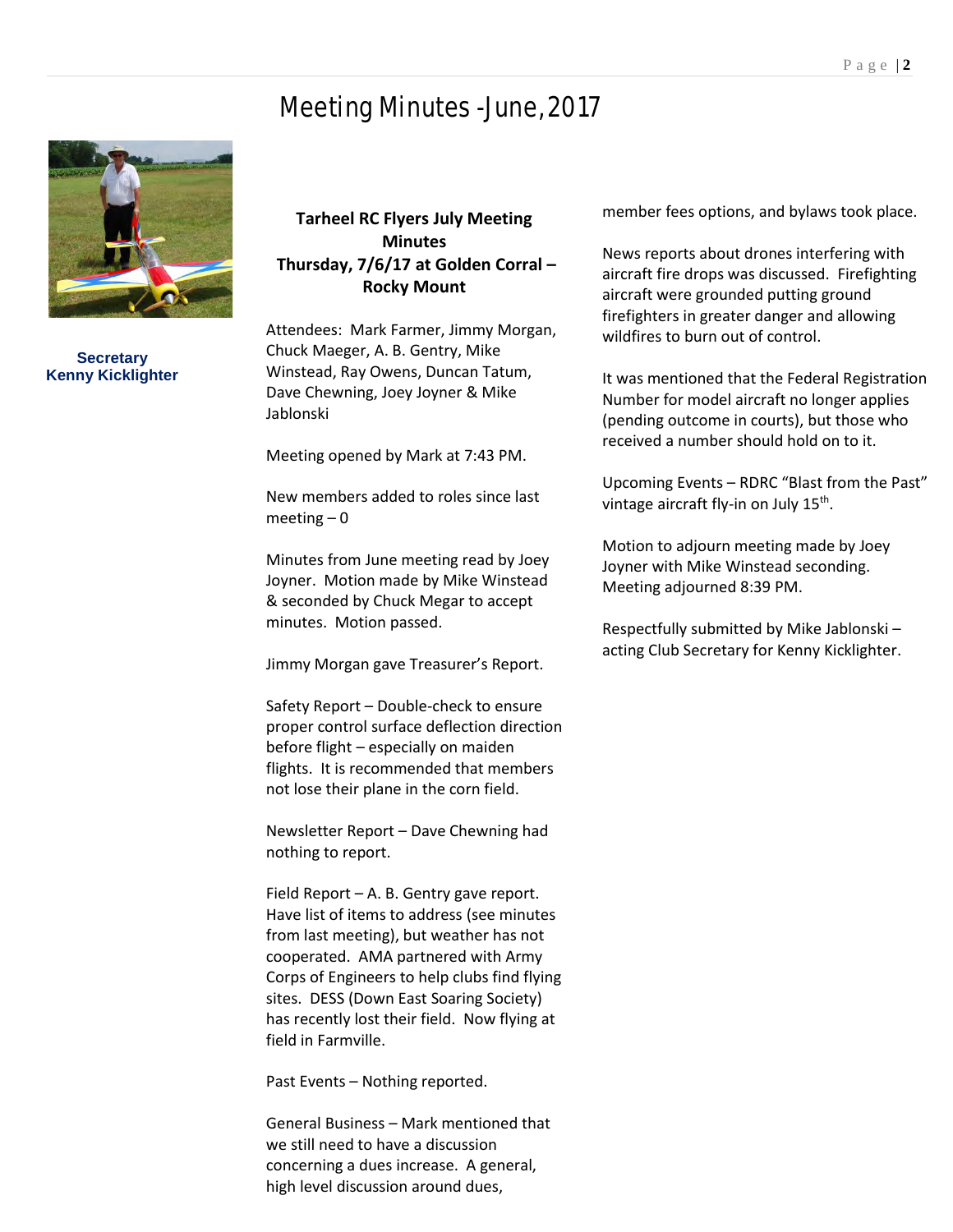# Meeting Minutes -June, 2017

**Secretary**
**Kenny Kicklighter**

**Tarheel RC Flyers July Meeting Minutes**
**Thursday, 7/6/17 at Golden Corral – Rocky Mount**

Attendees: Mark Farmer, Jimmy Morgan, Chuck Maeger, A. B. Gentry, Mike Winstead, Ray Owens, Duncan Tatum, Dave Chewning, Joey Joyner & Mike Jablonski

Meeting opened by Mark at 7:43 PM.

New members added to roles since last meeting – 0

Minutes from June meeting read by Joey Joyner. Motion made by Mike Winstead & seconded by Chuck Megar to accept minutes. Motion passed.

Jimmy Morgan gave Treasurer's Report.

Safety Report – Double-check to ensure proper control surface deflection direction before flight – especially on maiden flights. It is recommended that members not lose their plane in the corn field.

Newsletter Report – Dave Chewning had nothing to report.

Field Report – A. B. Gentry gave report. Have list of items to address (see minutes from last meeting), but weather has not cooperated. AMA partnered with Army Corps of Engineers to help clubs find flying sites. DESS (Down East Soaring Society) has recently lost their field. Now flying at field in Farmville.

Past Events – Nothing reported.

General Business – Mark mentioned that we still need to have a discussion concerning a dues increase. A general, high level discussion around dues, member fees options, and bylaws took place.

News reports about drones interfering with aircraft fire drops was discussed. Firefighting aircraft were grounded putting ground firefighters in greater danger and allowing wildfires to burn out of control.

It was mentioned that the Federal Registration Number for model aircraft no longer applies (pending outcome in courts), but those who received a number should hold on to it.

Upcoming Events – RDRC "Blast from the Past" vintage aircraft fly-in on July 15th.

Motion to adjourn meeting made by Joey Joyner with Mike Winstead seconding. Meeting adjourned 8:39 PM.

Respectfully submitted by Mike Jablonski – acting Club Secretary for Kenny Kicklighter.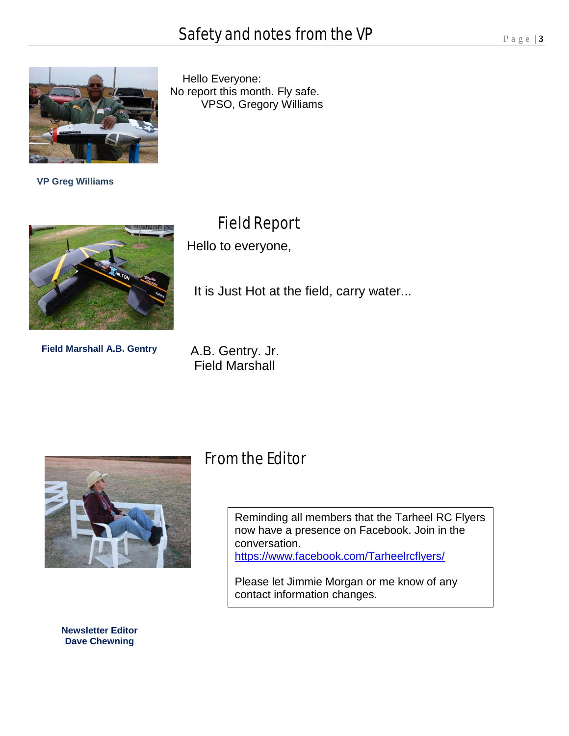# Safety and notes from the VP

Hello Everyone:
No report this month. Fly safe.
VPSO, Gregory Williams

**VP Greg Williams**

## Field Report

Hello to everyone,

It is Just Hot at the field, carry water...

A.B. Gentry. Jr.
Field Marshall

**Field Marshall A.B. Gentry**

## From the Editor

Reminding all members that the Tarheel RC Flyers now have a presence on Facebook. Join in the conversation.
https://www.facebook.com/Tarheelrcflyers/

Please let Jimmie Morgan or me know of any contact information changes.

**Newsletter Editor**
**Dave Chewning**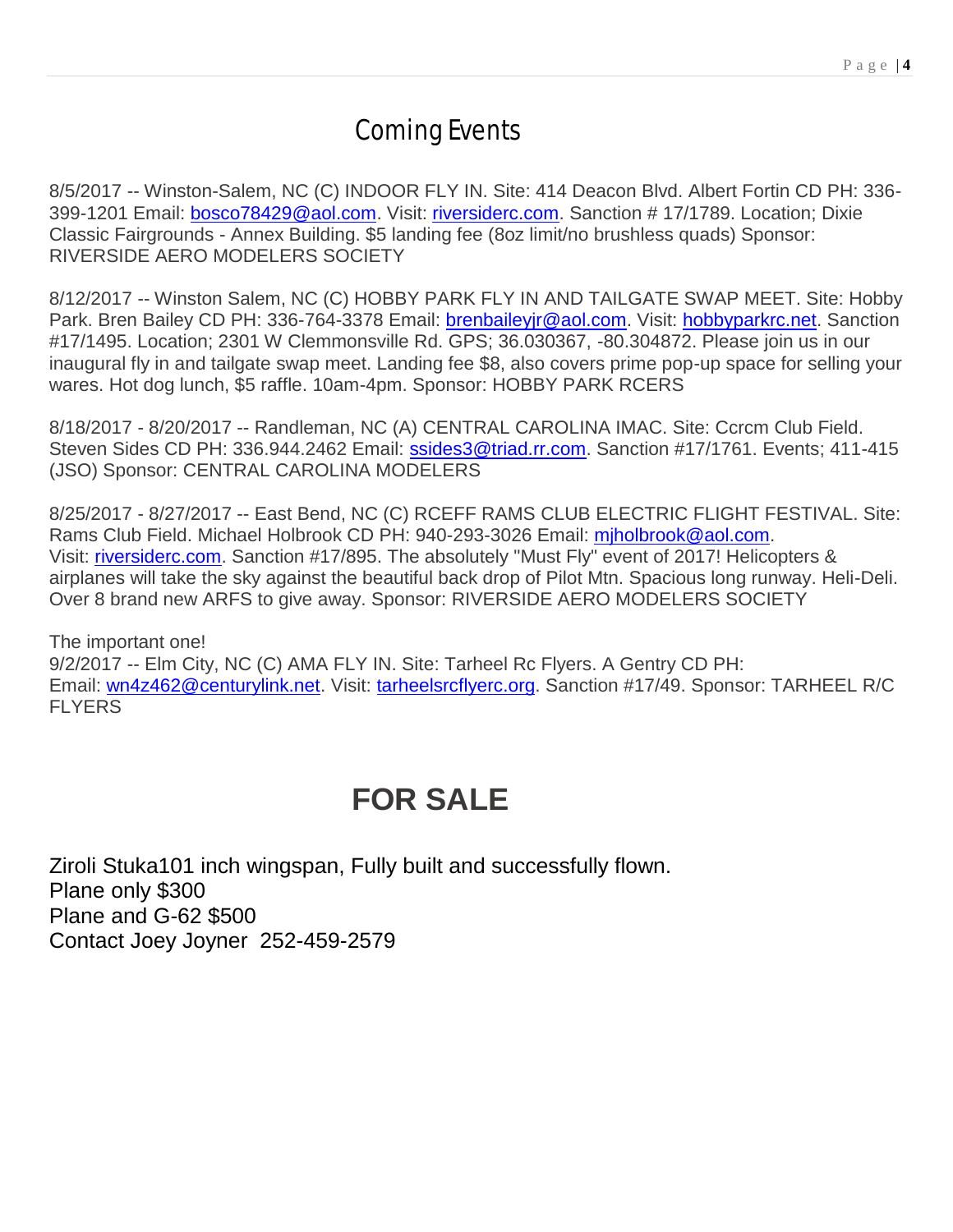## Coming Events

8/5/2017 -- Winston-Salem, NC (C) INDOOR FLY IN. Site: 414 Deacon Blvd. Albert Fortin CD PH: 336-399-1201 Email: bosco78429@aol.com. Visit: riversiderc.com. Sanction # 17/1789. Location; Dixie Classic Fairgrounds - Annex Building. $5 landing fee (8oz limit/no brushless quads) Sponsor: RIVERSIDE AERO MODELERS SOCIETY

8/12/2017 -- Winston Salem, NC (C) HOBBY PARK FLY IN AND TAILGATE SWAP MEET. Site: Hobby Park. Bren Bailey CD PH: 336-764-3378 Email: brenbaileyjr@aol.com. Visit: hobbyparkrc.net. Sanction #17/1495. Location; 2301 W Clemmonsville Rd. GPS; 36.030367, -80.304872. Please join us in our inaugural fly in and tailgate swap meet. Landing fee $8, also covers prime pop-up space for selling your wares. Hot dog lunch, $5 raffle. 10am-4pm. Sponsor: HOBBY PARK RCERS

8/18/2017 - 8/20/2017 -- Randleman, NC (A) CENTRAL CAROLINA IMAC. Site: Ccrcm Club Field. Steven Sides CD PH: 336.944.2462 Email: ssides3@triad.rr.com. Sanction #17/1761. Events; 411-415 (JSO) Sponsor: CENTRAL CAROLINA MODELERS

8/25/2017 - 8/27/2017 -- East Bend, NC (C) RCEFF RAMS CLUB ELECTRIC FLIGHT FESTIVAL. Site: Rams Club Field. Michael Holbrook CD PH: 940-293-3026 Email: mjholbrook@aol.com. Visit: riversiderc.com. Sanction #17/895. The absolutely "Must Fly" event of 2017! Helicopters & airplanes will take the sky against the beautiful back drop of Pilot Mtn. Spacious long runway. Heli-Deli. Over 8 brand new ARFS to give away. Sponsor: RIVERSIDE AERO MODELERS SOCIETY

The important one!
9/2/2017 -- Elm City, NC (C) AMA FLY IN. Site: Tarheel Rc Flyers. A Gentry CD PH:
Email: wn4z462@centurylink.net. Visit: tarheelsrcflyerc.org. Sanction #17/49. Sponsor: TARHEEL R/C FLYERS

# FOR SALE

Ziroli Stuka101 inch wingspan, Fully built and successfully flown.
Plane only $300
Plane and G-62 $500
Contact Joey Joyner 252-459-2579